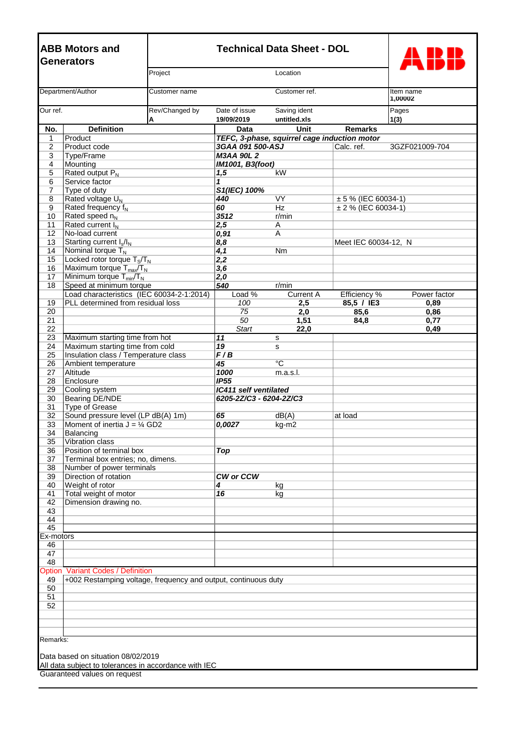# ABB Motors and Generators

## Technical Data Sheet - DOL

| | | | | |
|---|---|---|---|---|
| | Project | | Location | |
| Department/Author | Customer name | | Customer ref. | Item name **1,00002** |
| Our ref. | Rev/Changed by **A** | Date of issue **19/09/2019** | Saving ident **untitled.xls** | Pages **1(3)** |

| No. | Definition | Data | Unit | Remarks | |
|---|---|---|---|---|---|
| 1 | Product | ***TEFC, 3-phase, squirrel cage induction motor*** | | | |
| 2 | Product code | ***3GAA 091 500-ASJ*** | | Calc. ref. | 3GZF021009-704 |
| 3 | Type/Frame | ***M3AA 90L 2*** | | | |
| 4 | Mounting | ***IM1001, B3(foot)*** | | | |
| 5 | Rated output $P_N$ | ***1,5*** | kW | | |
| 6 | Service factor | ***1*** | | | |
| 7 | Type of duty | ***S1(IEC) 100%*** | | | |
| 8 | Rated voltage $U_N$ | ***440*** | VY | ± 5 % (IEC 60034-1) | |
| 9 | Rated frequency $f_N$ | ***60*** | Hz | ± 2 % (IEC 60034-1) | |
| 10 | Rated speed $n_N$ | ***3512*** | r/min | | |
| 11 | Rated current $I_N$ | ***2,5*** | A | | |
| 12 | No-load current | ***0,91*** | A | | |
| 13 | Starting current $I_s/I_N$ | ***8,8*** | | Meet IEC 60034-12, N | |
| 14 | Nominal torque $T_N$ | ***4,1*** | Nm | | |
| 15 | Locked rotor torque $T_S/T_N$ | ***2,2*** | | | |
| 16 | Maximum torque $T_{max}/T_N$ | ***3,6*** | | | |
| 17 | Minimum torque $T_{min}/T_N$ | ***2,0*** | | | |
| 18 | Speed at minimum torque | ***540*** | r/min | | |
| | Load characteristics (IEC 60034-2-1:2014) | Load % | Current A | Efficiency % | Power factor |
| 19 | PLL determined from residual loss | *100* | **2,5** | **85,5 / IE3** | **0,89** |
| 20 | | *75* | **2,0** | **85,6** | **0,86** |
| 21 | | *50* | **1,51** | **84,8** | **0,77** |
| 22 | | *Start* | **22,0** | | **0,49** |
| 23 | Maximum starting time from hot | ***11*** | s | | |
| 24 | Maximum starting time from cold | ***19*** | s | | |
| 25 | Insulation class / Temperature class | ***F / B*** | | | |
| 26 | Ambient temperature | ***45*** | °C | | |
| 27 | Altitude | ***1000*** | m.a.s.l. | | |
| 28 | Enclosure | ***IP55*** | | | |
| 29 | Cooling system | ***IC411 self ventilated*** | | | |
| 30 | Bearing DE/NDE | ***6205-2Z/C3 - 6204-2Z/C3*** | | | |
| 31 | Type of Grease | | | | |
| 32 | Sound pressure level (LP dB(A) 1m) | ***65*** | dB(A) | at load | |
| 33 | Moment of inertia J = ¼ GD2 | ***0,0027*** | kg-m2 | | |
| 34 | Balancing | | | | |
| 35 | Vibration class | | | | |
| 36 | Position of terminal box | ***Top*** | | | |
| 37 | Terminal box entries; no, dimens. | | | | |
| 38 | Number of power terminals | | | | |
| 39 | Direction of rotation | ***CW or CCW*** | | | |
| 40 | Weight of rotor | ***4*** | kg | | |
| 41 | Total weight of motor | ***16*** | kg | | |
| 42 | Dimension drawing no. | | | | |
| 43 | | | | | |
| 44 | | | | | |
| 45 | | | | | |
| Ex-motors | | | | | |
| 46 | | | | | |
| 47 | | | | | |
| 48 | | | | | |
| Option | Variant Codes / Definition | | | | |
| 49 | +002 Restamping voltage, frequency and output, continuous duty | | | | |
| 50 | | | | | |
| 51 | | | | | |
| 52 | | | | | |

Remarks:

Data based on situation 08/02/2019
All data subject to tolerances in accordance with IEC
Guaranteed values on request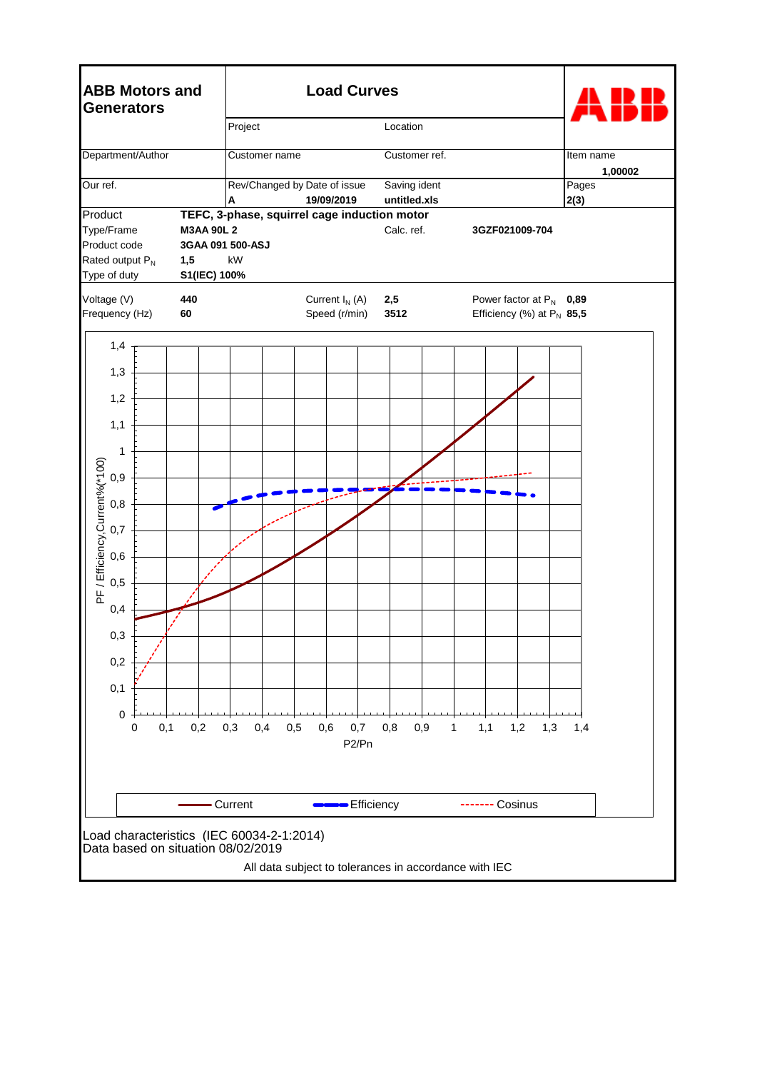| ABB Motors and Generators | Load Curves | | ABB |
|---|---|---|---|
| | Project | Location | |
| Department/Author | Customer name | Customer ref. | Item name **1,00002** |
| Our ref. | Rev/Changed by Date of issue **A** **19/09/2019** | Saving ident **untitled.xls** | Pages **2(3)** |

| | | | |
|---|---|---|---|
| Product | **TEFC, 3-phase, squirrel cage induction motor** | | |
| Type/Frame | **M3AA 90L 2** | Calc. ref. | **3GZF021009-704** |
| Product code | **3GAA 091 500-ASJ** | | |
| Rated output $P_N$ | **1,5** kW | | |
| Type of duty | **S1(IEC) 100%** | | |

| | | | | | |
|---|---|---|---|---|---|
| Voltage (V) | **440** | Current $I_N$ (A) | **2,5** | Power factor at $P_N$ | **0,89** |
| Frequency (Hz) | **60** | Speed (r/min) | **3512** | Efficiency (%) at $P_N$ | **85,5** |

PF / Efficiency,Current%(*100)

P2/Pn

Current — Efficiency — Cosinus

Load characteristics (IEC 60034-2-1:2014)
Data based on situation 08/02/2019

All data subject to tolerances in accordance with IEC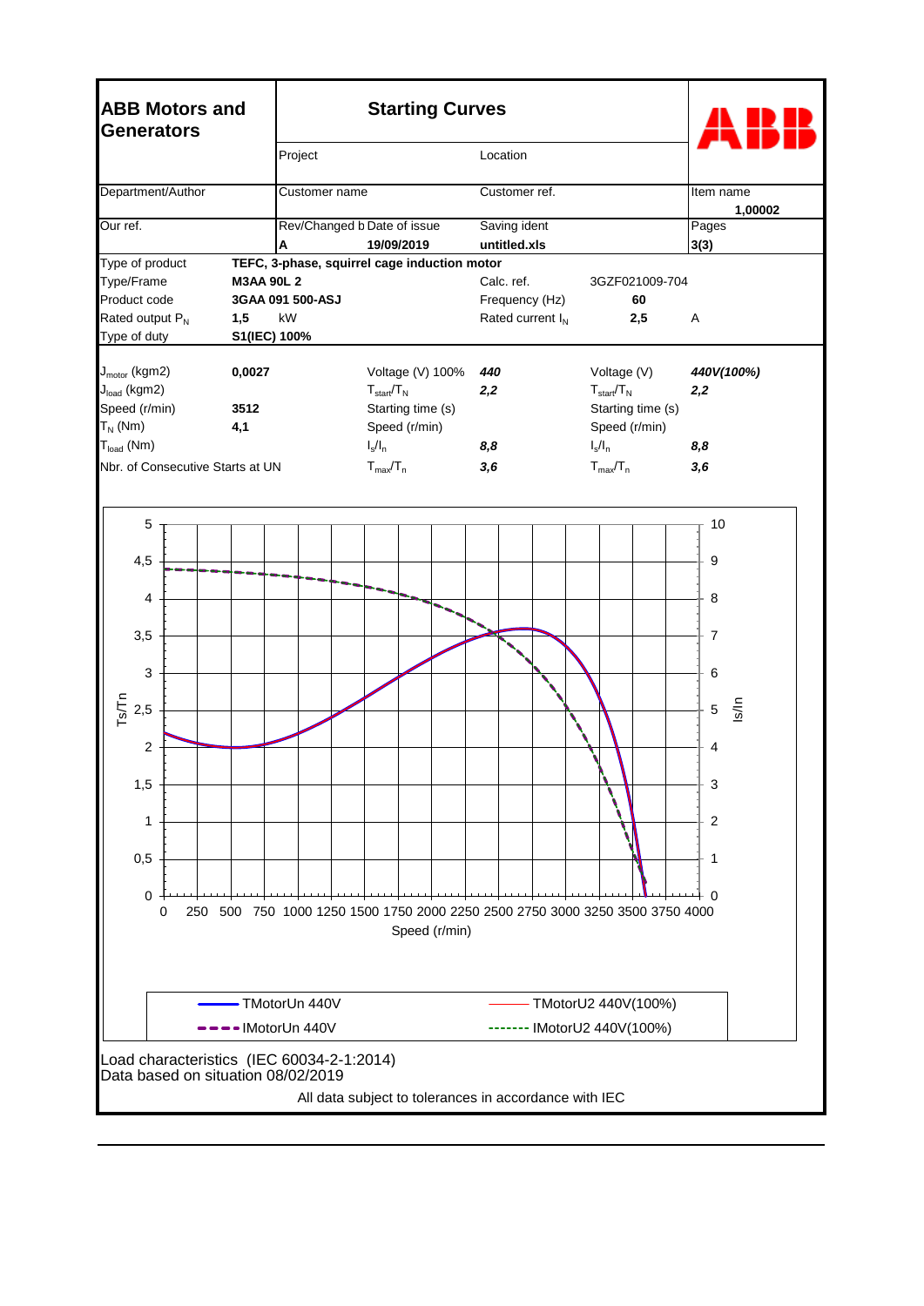# ABB Motors and Generators

## Starting Curves

| | | | | |
|---|---|---|---|---|
| | Project | | Location | |
| Department/Author | Customer name | | Customer ref. | Item name **1,00002** |
| Our ref. | Rev/Changed b | Date of issue | Saving ident | Pages |
| | **A** | **19/09/2019** | **untitled.xls** | **3(3)** |

| | | | | |
|---|---|---|---|---|
| Type of product | **TEFC, 3-phase, squirrel cage induction motor** | | | |
| Type/Frame | **M3AA 90L 2** | Calc. ref. | 3GZF021009-704 | |
| Product code | **3GAA 091 500-ASJ** | Frequency (Hz) | **60** | |
| Rated output $P_N$ | **1,5** kW | Rated current $I_N$ | **2,5** | A |
| Type of duty | **S1(IEC) 100%** | | | |

| | | | | | |
|---|---|---|---|---|---|
| $J_{motor}$ (kgm2) | **0,0027** | Voltage (V) 100% | ***440*** | Voltage (V) | ***440V(100%)*** |
| $J_{load}$ (kgm2) | | $T_{start}/T_N$ | ***2,2*** | $T_{start}/T_N$ | ***2,2*** |
| Speed (r/min) | **3512** | Starting time (s) | | Starting time (s) | |
| $T_N$ (Nm) | **4,1** | Speed (r/min) | | Speed (r/min) | |
| $T_{load}$ (Nm) | | $I_s/I_n$ | ***8,8*** | $I_s/I_n$ | ***8,8*** |
| Nbr. of Consecutive Starts at UN | | $T_{max}/T_n$ | ***3,6*** | $T_{max}/T_n$ | ***3,6*** |

Ts/Tn
0 0,5 1 1,5 2 2,5 3 3,5 4 4,5 5

Is/In
0 1 2 3 4 5 6 7 8 9 10

0 250 500 750 1000 1250 1500 1750 2000 2250 2500 2750 3000 3250 3500 3750 4000
Speed (r/min)

TMotorUn 440V
IMotorUn 440V
TMotorU2 440V(100%)
IMotorU2 440V(100%)

Load characteristics (IEC 60034-2-1:2014)
Data based on situation 08/02/2019

All data subject to tolerances in accordance with IEC